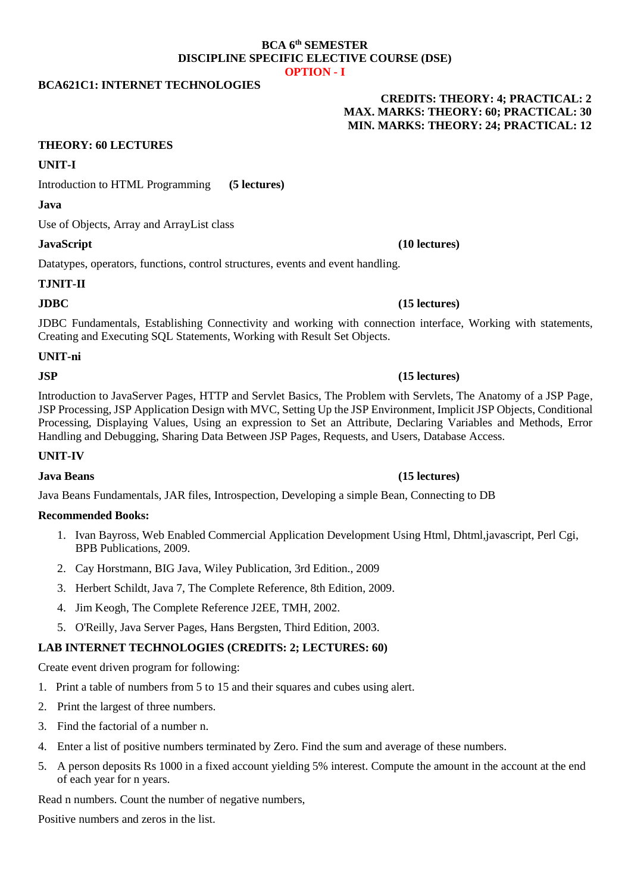**BCA 6th SEMESTER**
**DISCIPLINE SPECIFIC ELECTIVE COURSE (DSE)**
**OPTION - I**

**BCA621C1: INTERNET TECHNOLOGIES**

**CREDITS: THEORY: 4; PRACTICAL: 2**
**MAX. MARKS: THEORY: 60; PRACTICAL: 30**
**MIN. MARKS: THEORY: 24; PRACTICAL: 12**

**THEORY: 60 LECTURES**

**UNIT-I**

Introduction to HTML Programming **(5 lectures)**

**Java**

Use of Objects, Array and ArrayList class

**JavaScript** **(10 lectures)**

Datatypes, operators, functions, control structures, events and event handling.

**TJNIT-II**

**JDBC** **(15 lectures)**

JDBC Fundamentals, Establishing Connectivity and working with connection interface, Working with statements, Creating and Executing SQL Statements, Working with Result Set Objects.

**UNIT-ni**

**JSP** **(15 lectures)**

Introduction to JavaServer Pages, HTTP and Servlet Basics, The Problem with Servlets, The Anatomy of a JSP Page, JSP Processing, JSP Application Design with MVC, Setting Up the JSP Environment, Implicit JSP Objects, Conditional Processing, Displaying Values, Using an expression to Set an Attribute, Declaring Variables and Methods, Error Handling and Debugging, Sharing Data Between JSP Pages, Requests, and Users, Database Access.

**UNIT-IV**

**Java Beans** **(15 lectures)**

Java Beans Fundamentals, JAR files, Introspection, Developing a simple Bean, Connecting to DB

**Recommended Books:**

1. Ivan Bayross, Web Enabled Commercial Application Development Using Html, Dhtml,javascript, Perl Cgi, BPB Publications, 2009.
2. Cay Horstmann, BIG Java, Wiley Publication, 3rd Edition., 2009
3. Herbert Schildt, Java 7, The Complete Reference, 8th Edition, 2009.
4. Jim Keogh, The Complete Reference J2EE, TMH, 2002.
5. O'Reilly, Java Server Pages, Hans Bergsten, Third Edition, 2003.

**LAB INTERNET TECHNOLOGIES (CREDITS: 2; LECTURES: 60)**

Create event driven program for following:

1. Print a table of numbers from 5 to 15 and their squares and cubes using alert.
2. Print the largest of three numbers.
3. Find the factorial of a number n.
4. Enter a list of positive numbers terminated by Zero. Find the sum and average of these numbers.
5. A person deposits Rs 1000 in a fixed account yielding 5% interest. Compute the amount in the account at the end of each year for n years.

Read n numbers. Count the number of negative numbers,

Positive numbers and zeros in the list.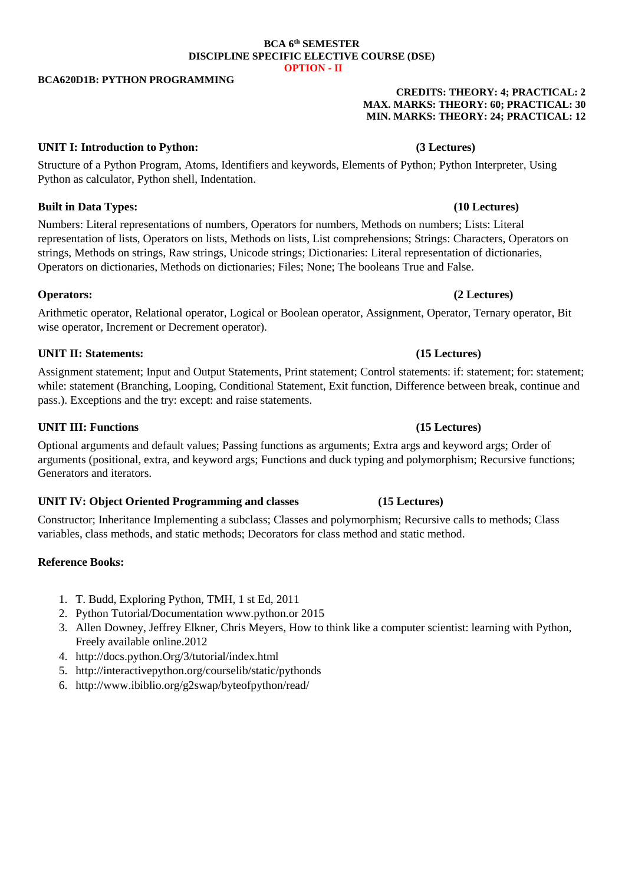**BCA 6th SEMESTER**
**DISCIPLINE SPECIFIC ELECTIVE COURSE (DSE)**
**OPTION - II**

**BCA620D1B: PYTHON PROGRAMMING**

**CREDITS: THEORY: 4; PRACTICAL: 2**
**MAX. MARKS: THEORY: 60; PRACTICAL: 30**
**MIN. MARKS: THEORY: 24; PRACTICAL: 12**

### UNIT I: Introduction to Python: (3 Lectures)

Structure of a Python Program, Atoms, Identifiers and keywords, Elements of Python; Python Interpreter, Using Python as calculator, Python shell, Indentation.

### Built in Data Types: (10 Lectures)

Numbers: Literal representations of numbers, Operators for numbers, Methods on numbers; Lists: Literal representation of lists, Operators on lists, Methods on lists, List comprehensions; Strings: Characters, Operators on strings, Methods on strings, Raw strings, Unicode strings; Dictionaries: Literal representation of dictionaries, Operators on dictionaries, Methods on dictionaries; Files; None; The booleans True and False.

### Operators: (2 Lectures)

Arithmetic operator, Relational operator, Logical or Boolean operator, Assignment, Operator, Ternary operator, Bit wise operator, Increment or Decrement operator).

### UNIT II: Statements: (15 Lectures)

Assignment statement; Input and Output Statements, Print statement; Control statements: if: statement; for: statement; while: statement (Branching, Looping, Conditional Statement, Exit function, Difference between break, continue and pass.). Exceptions and the try: except: and raise statements.

### UNIT III: Functions (15 Lectures)

Optional arguments and default values; Passing functions as arguments; Extra args and keyword args; Order of arguments (positional, extra, and keyword args; Functions and duck typing and polymorphism; Recursive functions; Generators and iterators.

### UNIT IV: Object Oriented Programming and classes (15 Lectures)

Constructor; Inheritance Implementing a subclass; Classes and polymorphism; Recursive calls to methods; Class variables, class methods, and static methods; Decorators for class method and static method.

### Reference Books:

1. T. Budd, Exploring Python, TMH, 1 st Ed, 2011
2. Python Tutorial/Documentation www.python.or 2015
3. Allen Downey, Jeffrey Elkner, Chris Meyers, How to think like a computer scientist: learning with Python, Freely available online.2012
4. http://docs.python.Org/3/tutorial/index.html
5. http://interactivepython.org/courselib/static/pythonds
6. http://www.ibiblio.org/g2swap/byteofpython/read/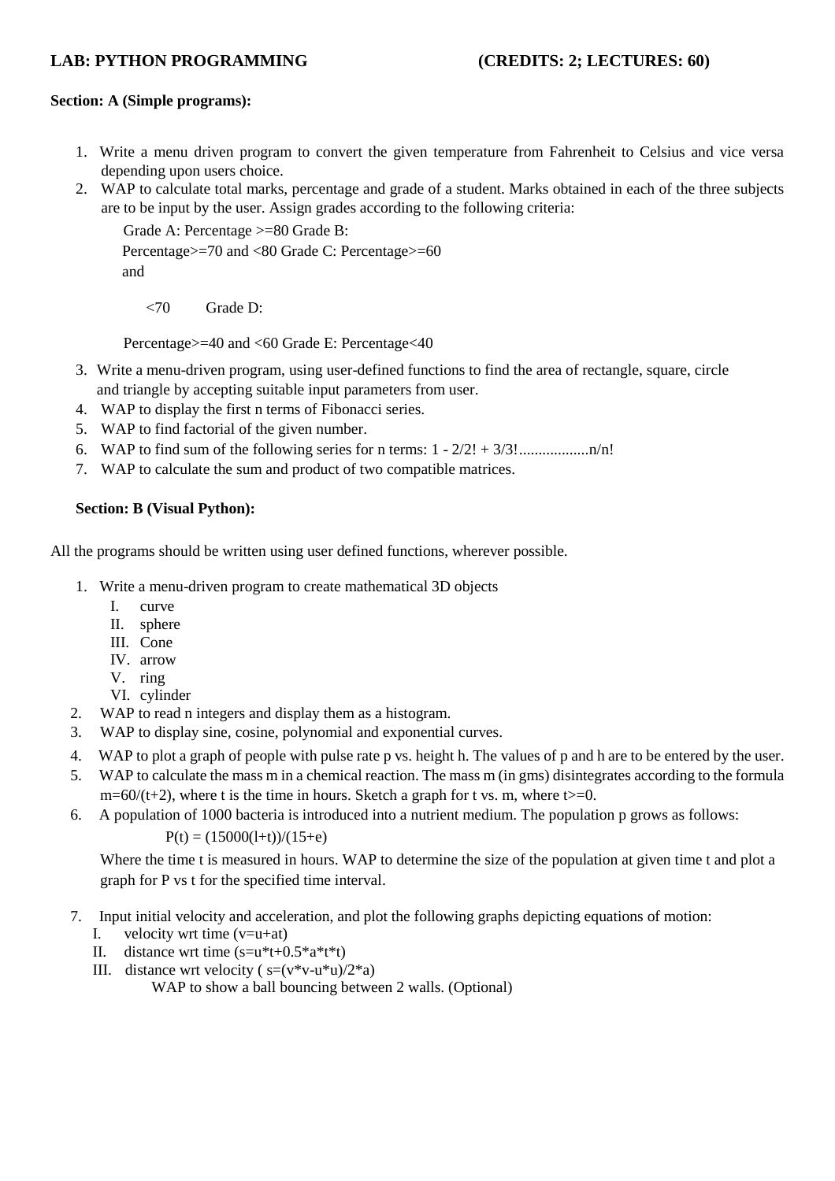**LAB: PYTHON PROGRAMMING (CREDITS: 2; LECTURES: 60)**

**Section: A (Simple programs):**

1. Write a menu driven program to convert the given temperature from Fahrenheit to Celsius and vice versa depending upon users choice.
2. WAP to calculate total marks, percentage and grade of a student. Marks obtained in each of the three subjects are to be input by the user. Assign grades according to the following criteria:

   Grade A: Percentage >=80 Grade B:
   Percentage>=70 and <80 Grade C: Percentage>=60
   and

   <70 Grade D:

   Percentage>=40 and <60 Grade E: Percentage<40

3. Write a menu-driven program, using user-defined functions to find the area of rectangle, square, circle and triangle by accepting suitable input parameters from user.
4. WAP to display the first n terms of Fibonacci series.
5. WAP to find factorial of the given number.
6. WAP to find sum of the following series for n terms: $1 - 2/2! + 3/3!$..................$n/n!$
7. WAP to calculate the sum and product of two compatible matrices.

**Section: B (Visual Python):**

All the programs should be written using user defined functions, wherever possible.

1. Write a menu-driven program to create mathematical 3D objects
   - I. curve
   - II. sphere
   - III. Cone
   - IV. arrow
   - V. ring
   - VI. cylinder
2. WAP to read n integers and display them as a histogram.
3. WAP to display sine, cosine, polynomial and exponential curves.
4. WAP to plot a graph of people with pulse rate p vs. height h. The values of p and h are to be entered by the user.
5. WAP to calculate the mass m in a chemical reaction. The mass m (in gms) disintegrates according to the formula $m=60/(t+2)$, where t is the time in hours. Sketch a graph for t vs. m, where $t>=0$.
6. A population of 1000 bacteria is introduced into a nutrient medium. The population p grows as follows:

   $P(t) = (15000(l+t))/(15+e)$

   Where the time t is measured in hours. WAP to determine the size of the population at given time t and plot a graph for P vs t for the specified time interval.

7. Input initial velocity and acceleration, and plot the following graphs depicting equations of motion:
   - I. velocity wrt time ($v=u+at$)
   - II. distance wrt time ($s=u*t+0.5*a*t*t$)
   - III. distance wrt velocity ( $s=(v*v-u*u)/2*a$)

   WAP to show a ball bouncing between 2 walls. (Optional)